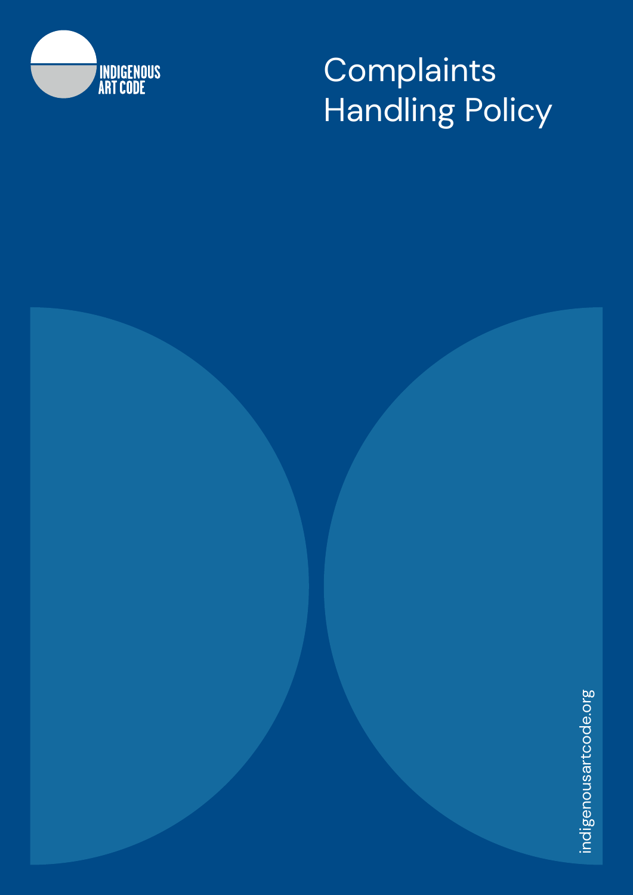INDIGENOUS ART CODE

# Complaints Handling Policy

indigenousartcode.org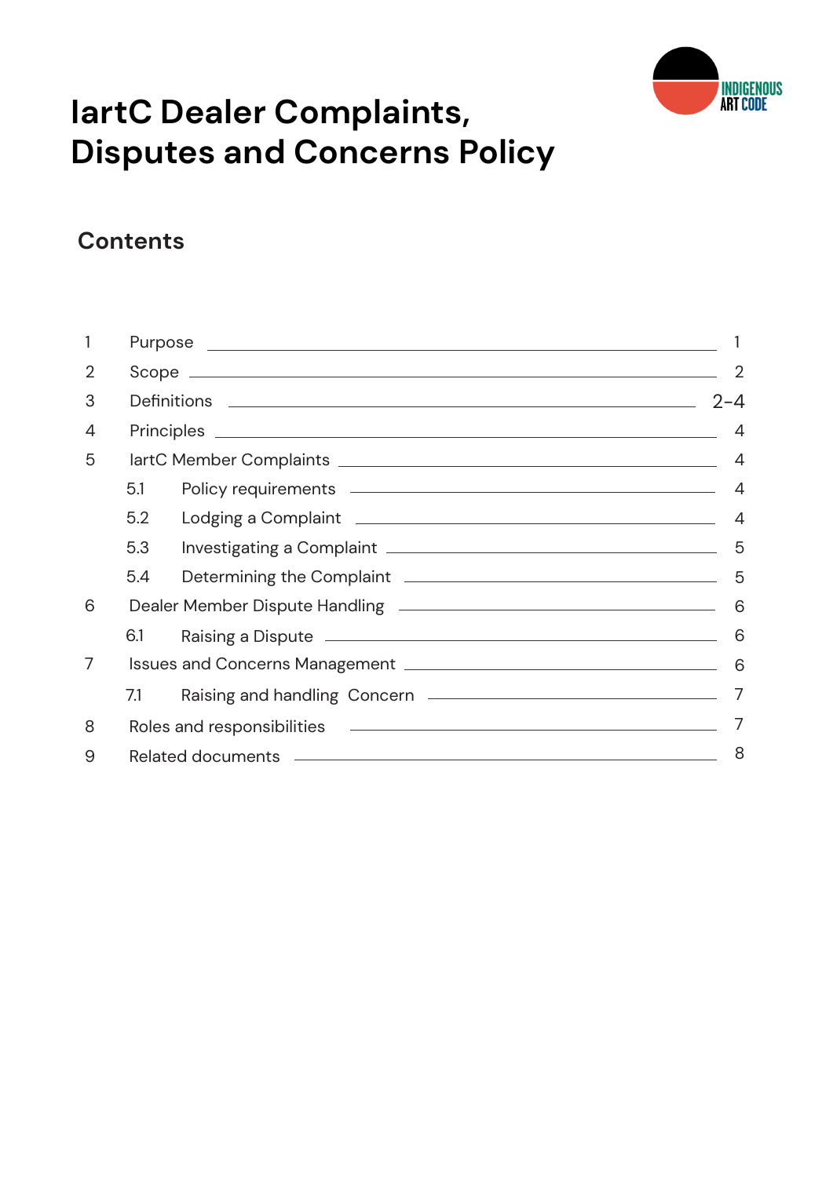# IartC Dealer Complaints, Disputes and Concerns Policy

## Contents

| | | |
|---|---|---|
| 1 | Purpose | 1 |
| 2 | Scope | 2 |
| 3 | Definitions | 2-4 |
| 4 | Principles | 4 |
| 5 | IartC Member Complaints | 4 |
| 5.1 | Policy requirements | 4 |
| 5.2 | Lodging a Complaint | 4 |
| 5.3 | Investigating a Complaint | 5 |
| 5.4 | Determining the Complaint | 5 |
| 6 | Dealer Member Dispute Handling | 6 |
| 6.1 | Raising a Dispute | 6 |
| 7 | Issues and Concerns Management | 6 |
| 7.1 | Raising and handling Concern | 7 |
| 8 | Roles and responsibilities | 7 |
| 9 | Related documents | 8 |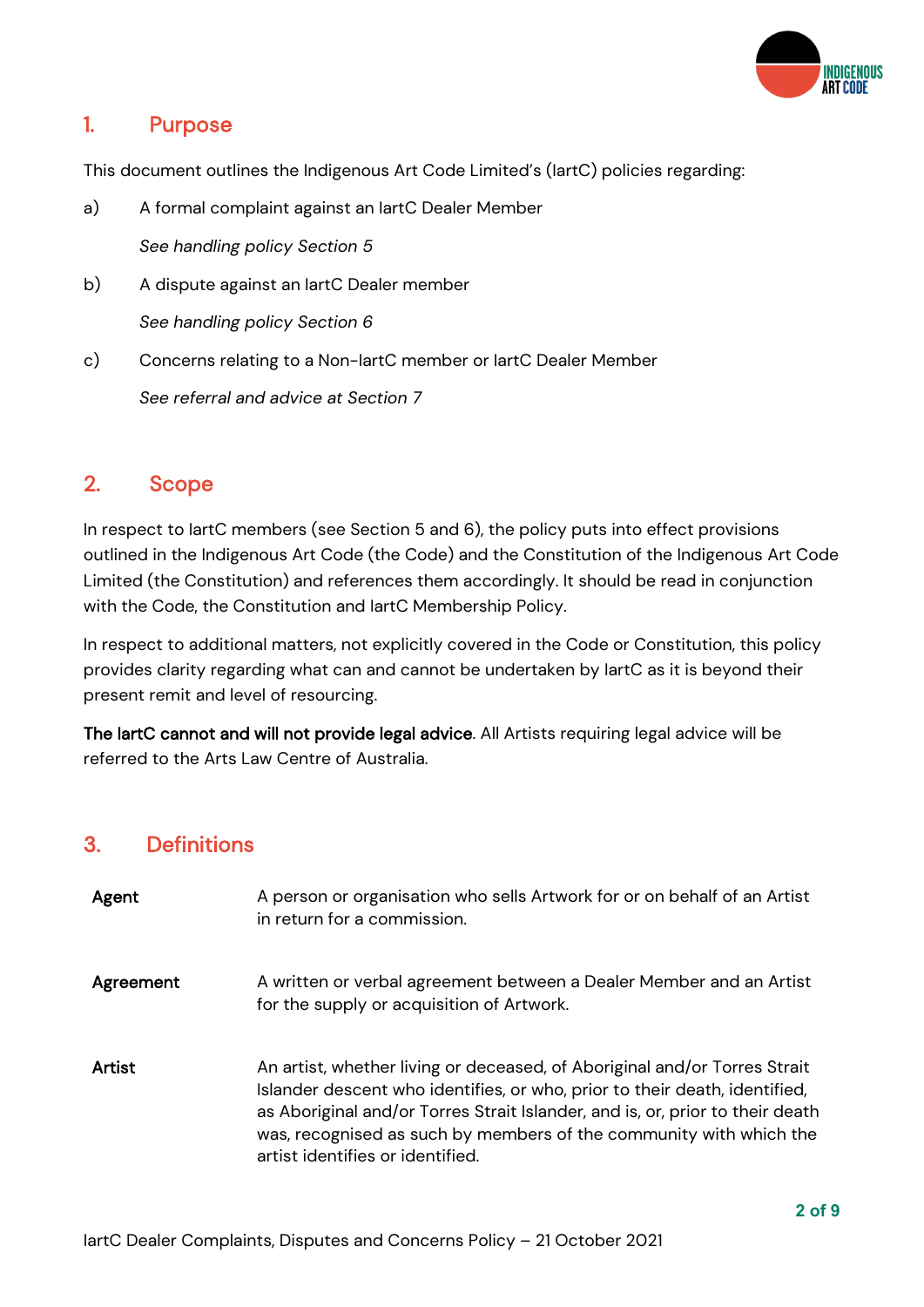## 1. Purpose

This document outlines the Indigenous Art Code Limited's (IartC) policies regarding:

a) A formal complaint against an IartC Dealer Member

*See handling policy Section 5*

b) A dispute against an IartC Dealer member

*See handling policy Section 6*

c) Concerns relating to a Non-IartC member or IartC Dealer Member

*See referral and advice at Section 7*

## 2. Scope

In respect to IartC members (see Section 5 and 6), the policy puts into effect provisions outlined in the Indigenous Art Code (the Code) and the Constitution of the Indigenous Art Code Limited (the Constitution) and references them accordingly. It should be read in conjunction with the Code, the Constitution and IartC Membership Policy.

In respect to additional matters, not explicitly covered in the Code or Constitution, this policy provides clarity regarding what can and cannot be undertaken by IartC as it is beyond their present remit and level of resourcing.

**The IartC cannot and will not provide legal advice**. All Artists requiring legal advice will be referred to the Arts Law Centre of Australia.

## 3. Definitions

| | |
|---|---|
| **Agent** | A person or organisation who sells Artwork for or on behalf of an Artist in return for a commission. |
| **Agreement** | A written or verbal agreement between a Dealer Member and an Artist for the supply or acquisition of Artwork. |
| **Artist** | An artist, whether living or deceased, of Aboriginal and/or Torres Strait Islander descent who identifies, or who, prior to their death, identified, as Aboriginal and/or Torres Strait Islander, and is, or, prior to their death was, recognised as such by members of the community with which the artist identifies or identified. |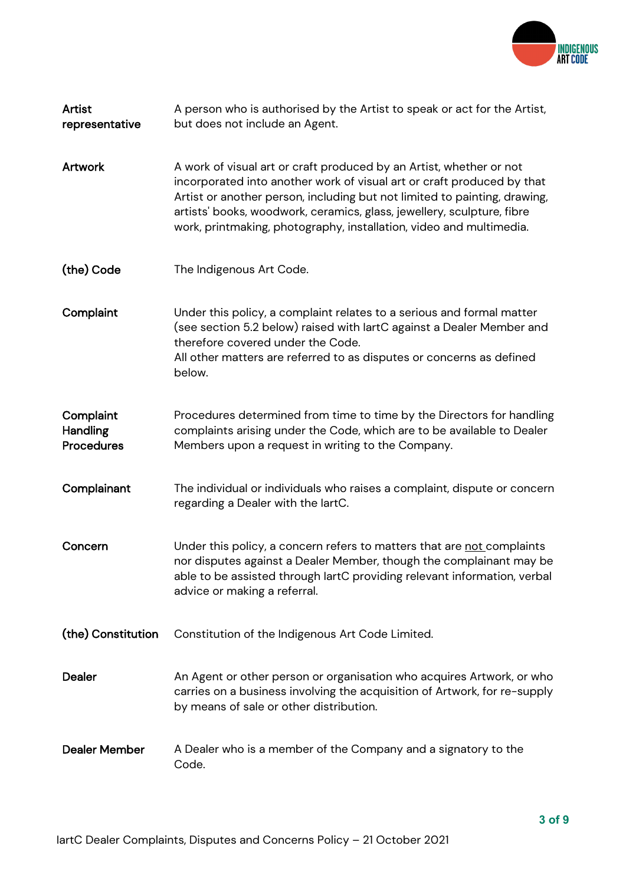| | |
|---|---|
| **Artist representative** | A person who is authorised by the Artist to speak or act for the Artist, but does not include an Agent. |
| **Artwork** | A work of visual art or craft produced by an Artist, whether or not incorporated into another work of visual art or craft produced by that Artist or another person, including but not limited to painting, drawing, artists' books, woodwork, ceramics, glass, jewellery, sculpture, fibre work, printmaking, photography, installation, video and multimedia. |
| **(the) Code** | The Indigenous Art Code. |
| **Complaint** | Under this policy, a complaint relates to a serious and formal matter (see section 5.2 below) raised with IartC against a Dealer Member and therefore covered under the Code.<br>All other matters are referred to as disputes or concerns as defined below. |
| **Complaint Handling Procedures** | Procedures determined from time to time by the Directors for handling complaints arising under the Code, which are to be available to Dealer Members upon a request in writing to the Company. |
| **Complainant** | The individual or individuals who raises a complaint, dispute or concern regarding a Dealer with the IartC. |
| **Concern** | Under this policy, a concern refers to matters that are <u>not</u> complaints nor disputes against a Dealer Member, though the complainant may be able to be assisted through IartC providing relevant information, verbal advice or making a referral. |
| **(the) Constitution** | Constitution of the Indigenous Art Code Limited. |
| **Dealer** | An Agent or other person or organisation who acquires Artwork, or who carries on a business involving the acquisition of Artwork, for re-supply by means of sale or other distribution. |
| **Dealer Member** | A Dealer who is a member of the Company and a signatory to the Code. |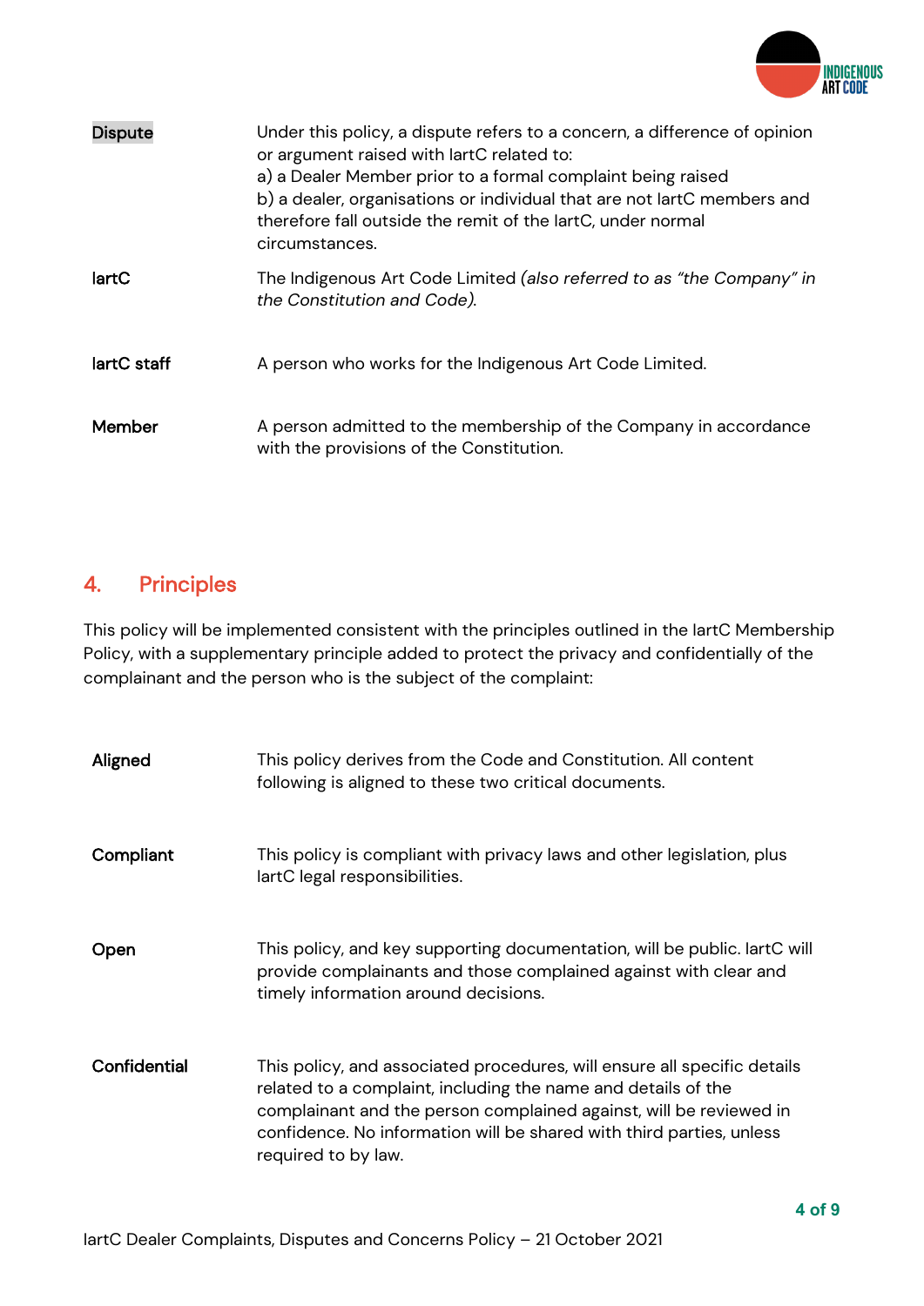| | |
|---|---|
| Dispute | Under this policy, a dispute refers to a concern, a difference of opinion or argument raised with IartC related to:<br>a) a Dealer Member prior to a formal complaint being raised<br>b) a dealer, organisations or individual that are not IartC members and therefore fall outside the remit of the IartC, under normal circumstances. |
| IartC | The Indigenous Art Code Limited *(also referred to as "the Company" in the Constitution and Code).* |
| IartC staff | A person who works for the Indigenous Art Code Limited. |
| Member | A person admitted to the membership of the Company in accordance with the provisions of the Constitution. |

## 4. Principles

This policy will be implemented consistent with the principles outlined in the IartC Membership Policy, with a supplementary principle added to protect the privacy and confidentially of the complainant and the person who is the subject of the complaint:

| | |
|---|---|
| Aligned | This policy derives from the Code and Constitution. All content following is aligned to these two critical documents. |
| Compliant | This policy is compliant with privacy laws and other legislation, plus IartC legal responsibilities. |
| Open | This policy, and key supporting documentation, will be public. IartC will provide complainants and those complained against with clear and timely information around decisions. |
| Confidential | This policy, and associated procedures, will ensure all specific details related to a complaint, including the name and details of the complainant and the person complained against, will be reviewed in confidence. No information will be shared with third parties, unless required to by law. |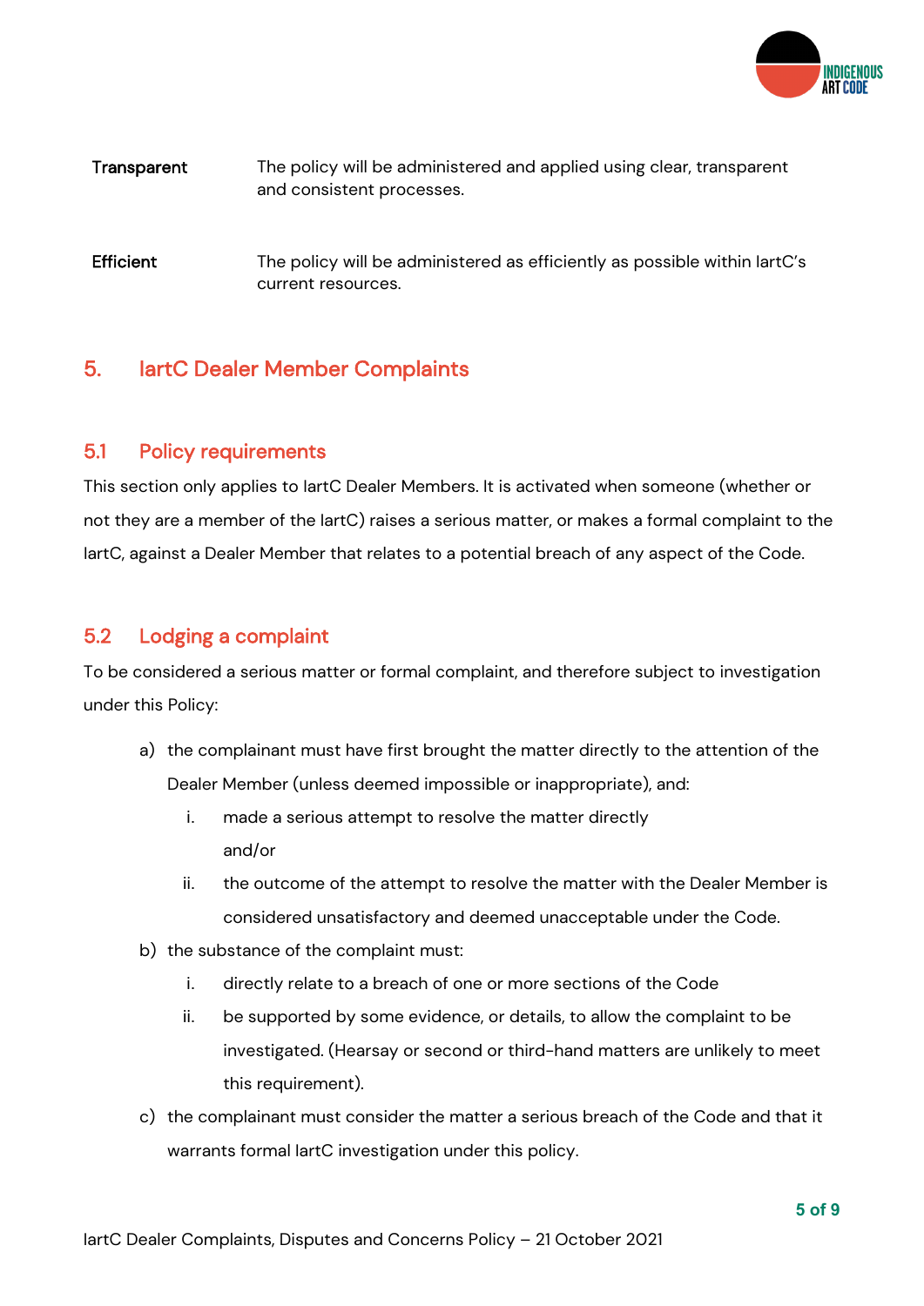| | |
|---|---|
| **Transparent** | The policy will be administered and applied using clear, transparent and consistent processes. |
| **Efficient** | The policy will be administered as efficiently as possible within IartC's current resources. |

## 5. IartC Dealer Member Complaints

### 5.1 Policy requirements

This section only applies to IartC Dealer Members. It is activated when someone (whether or not they are a member of the IartC) raises a serious matter, or makes a formal complaint to the IartC, against a Dealer Member that relates to a potential breach of any aspect of the Code.

### 5.2 Lodging a complaint

To be considered a serious matter or formal complaint, and therefore subject to investigation under this Policy:

a) the complainant must have first brought the matter directly to the attention of the Dealer Member (unless deemed impossible or inappropriate), and:

   i. made a serious attempt to resolve the matter directly and/or

   ii. the outcome of the attempt to resolve the matter with the Dealer Member is considered unsatisfactory and deemed unacceptable under the Code.

b) the substance of the complaint must:

   i. directly relate to a breach of one or more sections of the Code

   ii. be supported by some evidence, or details, to allow the complaint to be investigated. (Hearsay or second or third-hand matters are unlikely to meet this requirement).

c) the complainant must consider the matter a serious breach of the Code and that it warrants formal IartC investigation under this policy.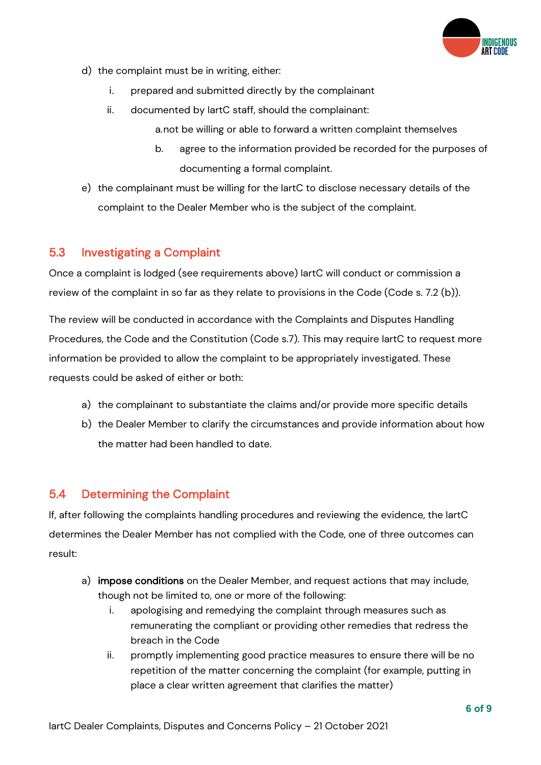d) the complaint must be in writing, either:
   i. prepared and submitted directly by the complainant
   ii. documented by IartC staff, should the complainant:
      a. not be willing or able to forward a written complaint themselves
      b. agree to the information provided be recorded for the purposes of documenting a formal complaint.

e) the complainant must be willing for the IartC to disclose necessary details of the complaint to the Dealer Member who is the subject of the complaint.

## 5.3 Investigating a Complaint

Once a complaint is lodged (see requirements above) IartC will conduct or commission a review of the complaint in so far as they relate to provisions in the Code (Code s. 7.2 (b)).

The review will be conducted in accordance with the Complaints and Disputes Handling Procedures, the Code and the Constitution (Code s.7). This may require IartC to request more information be provided to allow the complaint to be appropriately investigated. These requests could be asked of either or both:

a) the complainant to substantiate the claims and/or provide more specific details
b) the Dealer Member to clarify the circumstances and provide information about how the matter had been handled to date.

## 5.4 Determining the Complaint

If, after following the complaints handling procedures and reviewing the evidence, the IartC determines the Dealer Member has not complied with the Code, one of three outcomes can result:

a) **impose conditions** on the Dealer Member, and request actions that may include, though not be limited to, one or more of the following:
   i. apologising and remedying the complaint through measures such as remunerating the compliant or providing other remedies that redress the breach in the Code
   ii. promptly implementing good practice measures to ensure there will be no repetition of the matter concerning the complaint (for example, putting in place a clear written agreement that clarifies the matter)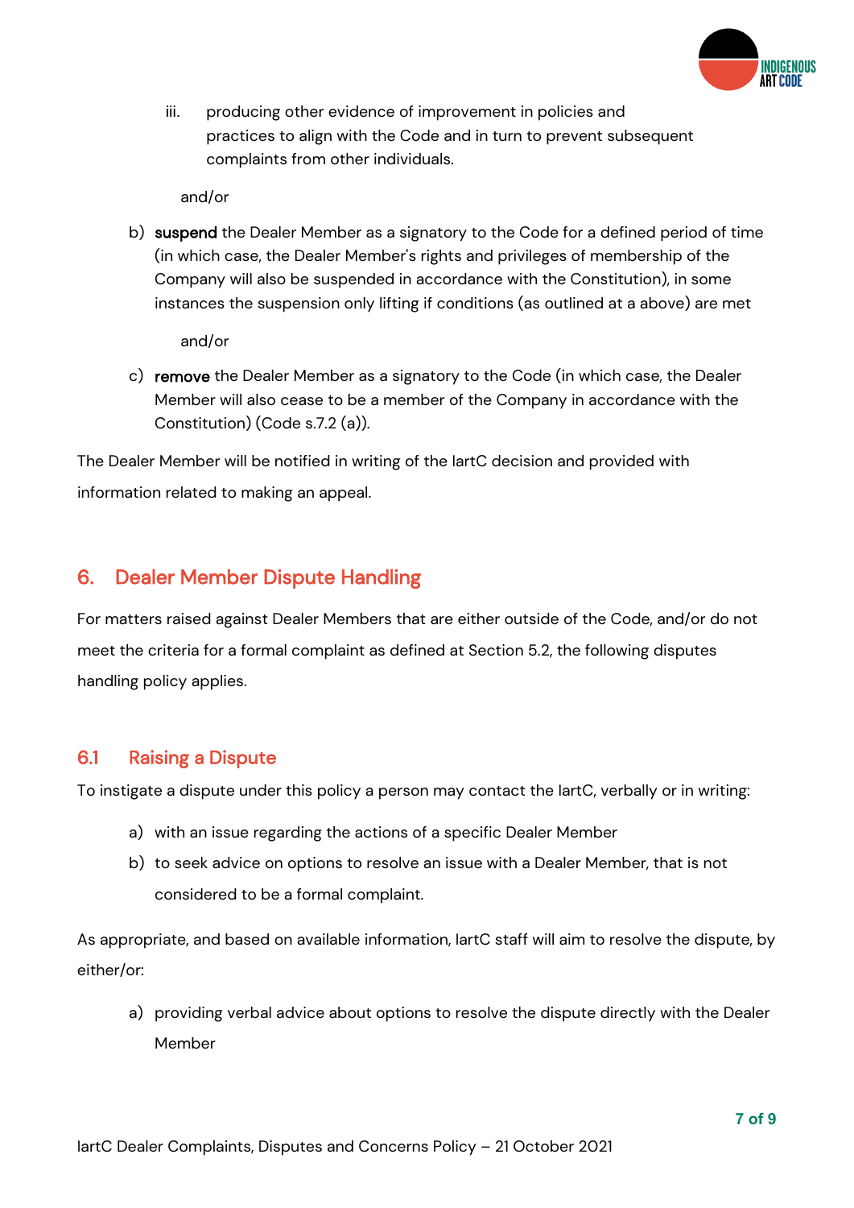iii. producing other evidence of improvement in policies and practices to align with the Code and in turn to prevent subsequent complaints from other individuals.

and/or

b) **suspend** the Dealer Member as a signatory to the Code for a defined period of time (in which case, the Dealer Member's rights and privileges of membership of the Company will also be suspended in accordance with the Constitution), in some instances the suspension only lifting if conditions (as outlined at a above) are met

and/or

c) **remove** the Dealer Member as a signatory to the Code (in which case, the Dealer Member will also cease to be a member of the Company in accordance with the Constitution) (Code s.7.2 (a)).

The Dealer Member will be notified in writing of the IartC decision and provided with information related to making an appeal.

## 6. Dealer Member Dispute Handling

For matters raised against Dealer Members that are either outside of the Code, and/or do not meet the criteria for a formal complaint as defined at Section 5.2, the following disputes handling policy applies.

### 6.1 Raising a Dispute

To instigate a dispute under this policy a person may contact the IartC, verbally or in writing:

a) with an issue regarding the actions of a specific Dealer Member
b) to seek advice on options to resolve an issue with a Dealer Member, that is not considered to be a formal complaint.

As appropriate, and based on available information, IartC staff will aim to resolve the dispute, by either/or:

a) providing verbal advice about options to resolve the dispute directly with the Dealer Member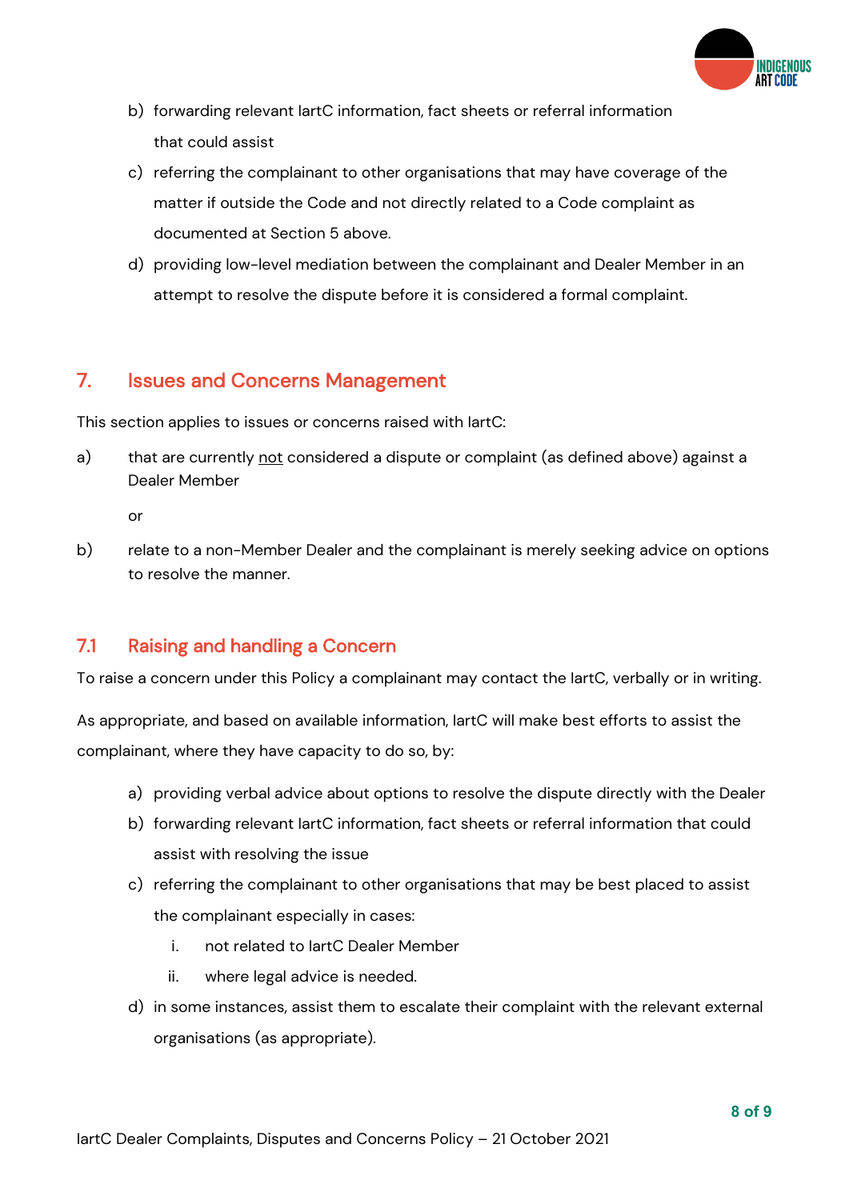b) forwarding relevant IartC information, fact sheets or referral information that could assist

c) referring the complainant to other organisations that may have coverage of the matter if outside the Code and not directly related to a Code complaint as documented at Section 5 above.

d) providing low-level mediation between the complainant and Dealer Member in an attempt to resolve the dispute before it is considered a formal complaint.

## 7. Issues and Concerns Management

This section applies to issues or concerns raised with IartC:

a) that are currently <u>not</u> considered a dispute or complaint (as defined above) against a Dealer Member

or

b) relate to a non-Member Dealer and the complainant is merely seeking advice on options to resolve the manner.

### 7.1 Raising and handling a Concern

To raise a concern under this Policy a complainant may contact the IartC, verbally or in writing.

As appropriate, and based on available information, IartC will make best efforts to assist the complainant, where they have capacity to do so, by:

a) providing verbal advice about options to resolve the dispute directly with the Dealer

b) forwarding relevant IartC information, fact sheets or referral information that could assist with resolving the issue

c) referring the complainant to other organisations that may be best placed to assist the complainant especially in cases:

   i. not related to IartC Dealer Member

   ii. where legal advice is needed.

d) in some instances, assist them to escalate their complaint with the relevant external organisations (as appropriate).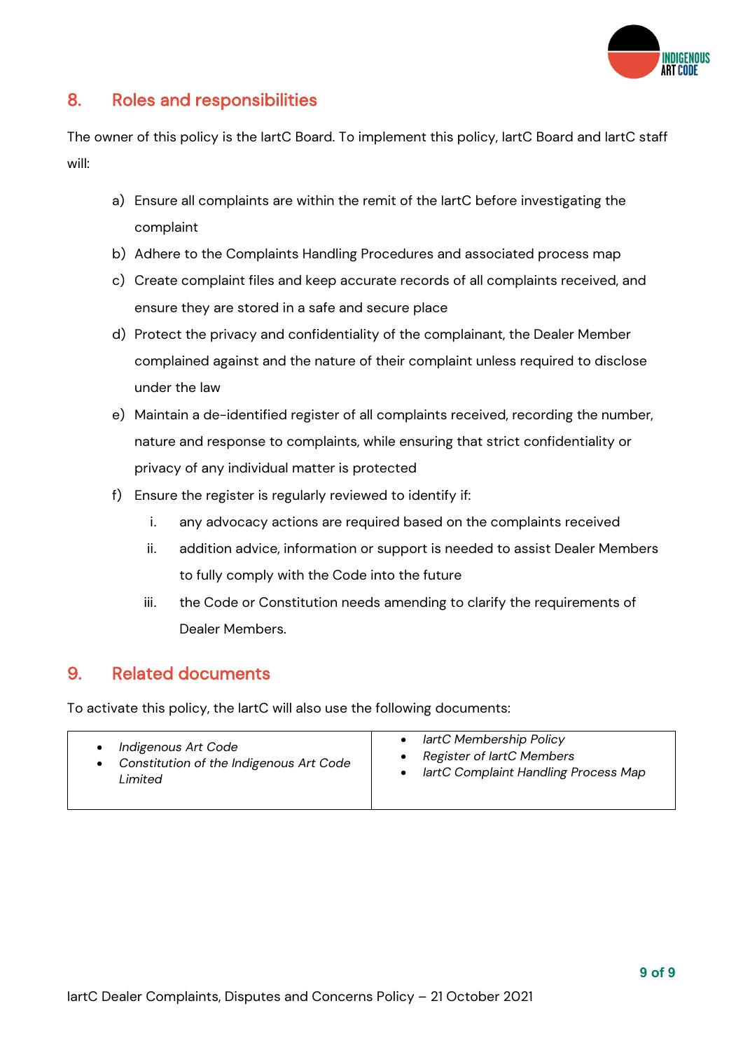## 8. Roles and responsibilities

The owner of this policy is the IartC Board. To implement this policy, IartC Board and IartC staff will:

a) Ensure all complaints are within the remit of the IartC before investigating the complaint
b) Adhere to the Complaints Handling Procedures and associated process map
c) Create complaint files and keep accurate records of all complaints received, and ensure they are stored in a safe and secure place
d) Protect the privacy and confidentiality of the complainant, the Dealer Member complained against and the nature of their complaint unless required to disclose under the law
e) Maintain a de-identified register of all complaints received, recording the number, nature and response to complaints, while ensuring that strict confidentiality or privacy of any individual matter is protected
f) Ensure the register is regularly reviewed to identify if:
    i. any advocacy actions are required based on the complaints received
    ii. addition advice, information or support is needed to assist Dealer Members to fully comply with the Code into the future
    iii. the Code or Constitution needs amending to clarify the requirements of Dealer Members.

## 9. Related documents

To activate this policy, the IartC will also use the following documents:

| | |
|---|---|
| • *Indigenous Art Code*<br>• *Constitution of the Indigenous Art Code Limited* | • *IartC Membership Policy*<br>• *Register of IartC Members*<br>• *IartC Complaint Handling Process Map* |